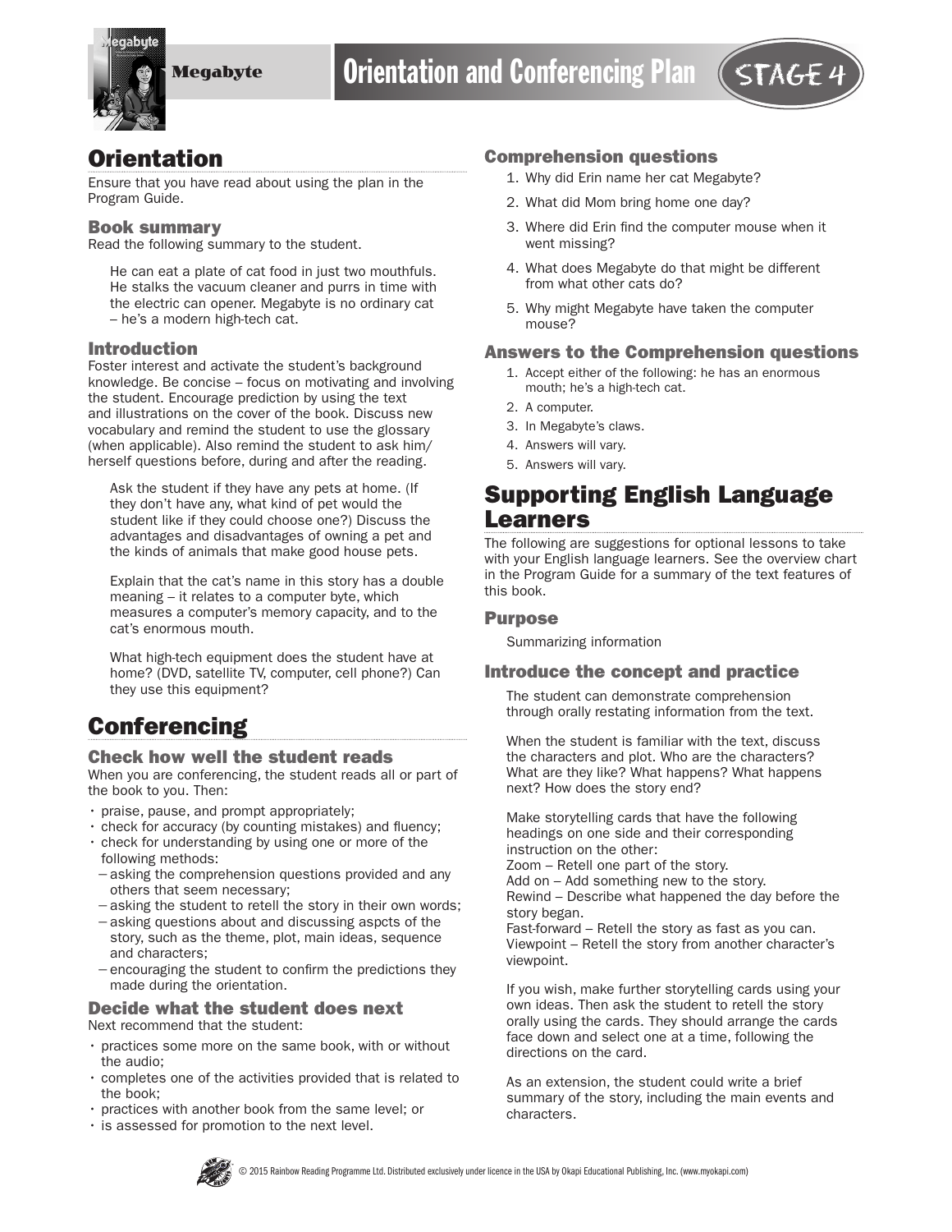# Megabyte

# Orientation and Conferencing Plan

STAGE 4

## Orientation

Ensure that you have read about using the plan in the Program Guide.

### Book summary

Read the following summary to the student.

> He can eat a plate of cat food in just two mouthfuls. He stalks the vacuum cleaner and purrs in time with the electric can opener. Megabyte is no ordinary cat – he's a modern high-tech cat.

### Introduction

Foster interest and activate the student's background knowledge. Be concise – focus on motivating and involving the student. Encourage prediction by using the text and illustrations on the cover of the book. Discuss new vocabulary and remind the student to use the glossary (when applicable). Also remind the student to ask him/herself questions before, during and after the reading.

Ask the student if they have any pets at home. (If they don't have any, what kind of pet would the student like if they could choose one?) Discuss the advantages and disadvantages of owning a pet and the kinds of animals that make good house pets.

Explain that the cat's name in this story has a double meaning – it relates to a computer byte, which measures a computer's memory capacity, and to the cat's enormous mouth.

What high-tech equipment does the student have at home? (DVD, satellite TV, computer, cell phone?) Can they use this equipment?

## Conferencing

### Check how well the student reads

When you are conferencing, the student reads all or part of the book to you. Then:

- praise, pause, and prompt appropriately;
- check for accuracy (by counting mistakes) and fluency;
- check for understanding by using one or more of the following methods:
  - asking the comprehension questions provided and any others that seem necessary;
  - asking the student to retell the story in their own words;
  - asking questions about and discussing aspcts of the story, such as the theme, plot, main ideas, sequence and characters;
  - encouraging the student to confirm the predictions they made during the orientation.

### Decide what the student does next

Next recommend that the student:

- practices some more on the same book, with or without the audio;
- completes one of the activities provided that is related to the book;
- practices with another book from the same level; or
- is assessed for promotion to the next level.

### Comprehension questions

1. Why did Erin name her cat Megabyte?
2. What did Mom bring home one day?
3. Where did Erin find the computer mouse when it went missing?
4. What does Megabyte do that might be different from what other cats do?
5. Why might Megabyte have taken the computer mouse?

### Answers to the Comprehension questions

1. Accept either of the following: he has an enormous mouth; he's a high-tech cat.
2. A computer.
3. In Megabyte's claws.
4. Answers will vary.
5. Answers will vary.

## Supporting English Language Learners

The following are suggestions for optional lessons to take with your English language learners. See the overview chart in the Program Guide for a summary of the text features of this book.

### Purpose

Summarizing information

### Introduce the concept and practice

The student can demonstrate comprehension through orally restating information from the text.

When the student is familiar with the text, discuss the characters and plot. Who are the characters? What are they like? What happens? What happens next? How does the story end?

Make storytelling cards that have the following headings on one side and their corresponding instruction on the other:
Zoom – Retell one part of the story.
Add on – Add something new to the story.
Rewind – Describe what happened the day before the story began.
Fast-forward – Retell the story as fast as you can.
Viewpoint – Retell the story from another character's viewpoint.

If you wish, make further storytelling cards using your own ideas. Then ask the student to retell the story orally using the cards. They should arrange the cards face down and select one at a time, following the directions on the card.

As an extension, the student could write a brief summary of the story, including the main events and characters.

© 2015 Rainbow Reading Programme Ltd. Distributed exclusively under licence in the USA by Okapi Educational Publishing, Inc. (www.myokapi.com)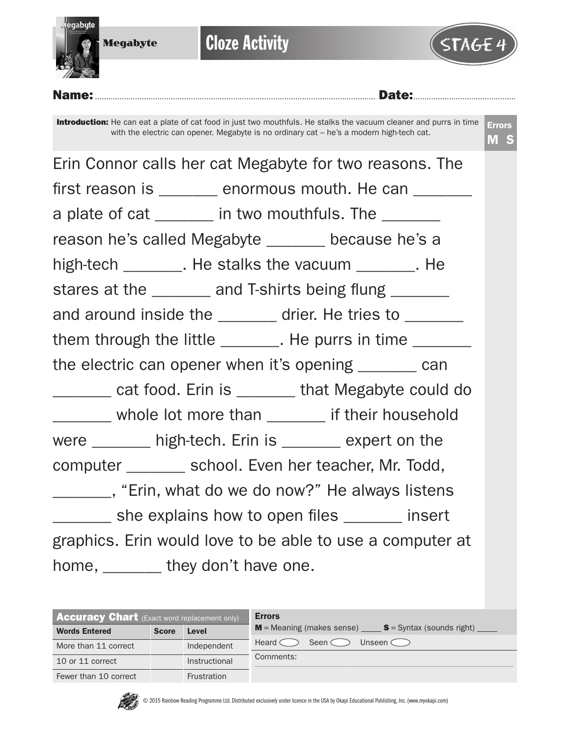**Megabyte**

# Cloze Activity

STAGE 4

**Name:** ........................................................ **Date:** ............................

**Introduction:** He can eat a plate of cat food in just two mouthfuls. He stalks the vacuum cleaner and purrs in time with the electric can opener. Megabyte is no ordinary cat – he's a modern high-tech cat.

**Errors**
**M S**

Erin Connor calls her cat Megabyte for two reasons. The first reason is _______ enormous mouth. He can _______ a plate of cat _______ in two mouthfuls. The _______ reason he's called Megabyte _______ because he's a high-tech _______. He stalks the vacuum _______. He stares at the _______ and T-shirts being flung _______ and around inside the _______ drier. He tries to _______ them through the little _______. He purrs in time _______ the electric can opener when it's opening _______ can _______ cat food. Erin is _______ that Megabyte could do _______ whole lot more than _______ if their household were _______ high-tech. Erin is _______ expert on the computer _______ school. Even her teacher, Mr. Todd, _______, "Erin, what do we do now?" He always listens _______ she explains how to open files _______ insert graphics. Erin would love to be able to use a computer at home, _______ they don't have one.

| **Accuracy Chart** (Exact word replacement only) | | |
|---|---|---|
| **Words Entered** | **Score** | **Level** |
| More than 11 correct | | Independent |
| 10 or 11 correct | | Instructional |
| Fewer than 10 correct | | Frustration |

**Errors**

**M** = Meaning (makes sense) ____ **S** = Syntax (sounds right) ____

Heard ◯ Seen ◯ Unseen ◯

Comments:

© 2015 Rainbow Reading Programme Ltd. Distributed exclusively under licence in the USA by Okapi Educational Publishing, Inc. (www.myokapi.com)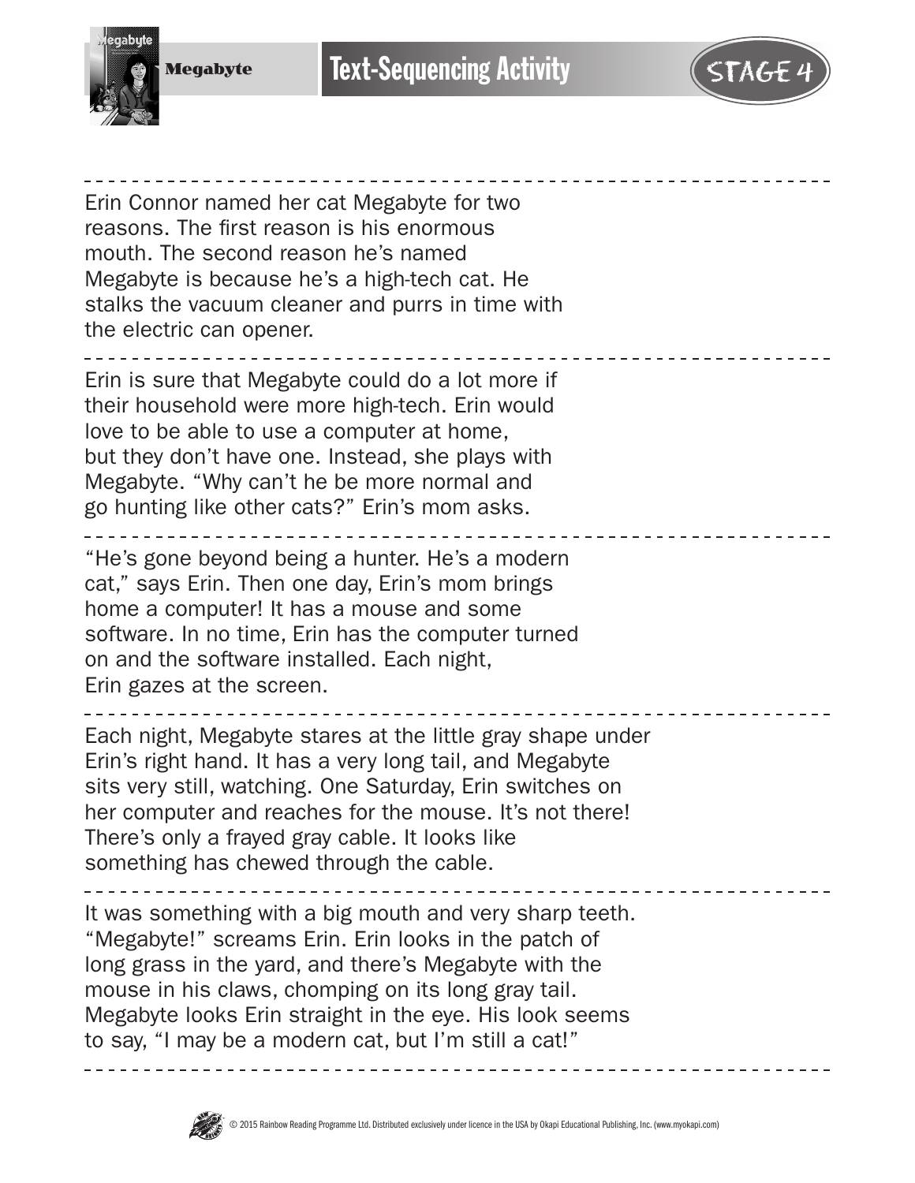## Megabyte

# Text-Sequencing Activity

STAGE 4

---

Erin Connor named her cat Megabyte for two reasons. The first reason is his enormous mouth. The second reason he's named Megabyte is because he's a high-tech cat. He stalks the vacuum cleaner and purrs in time with the electric can opener.

---

Erin is sure that Megabyte could do a lot more if their household were more high-tech. Erin would love to be able to use a computer at home, but they don't have one. Instead, she plays with Megabyte. "Why can't he be more normal and go hunting like other cats?" Erin's mom asks.

---

"He's gone beyond being a hunter. He's a modern cat," says Erin. Then one day, Erin's mom brings home a computer! It has a mouse and some software. In no time, Erin has the computer turned on and the software installed. Each night, Erin gazes at the screen.

---

Each night, Megabyte stares at the little gray shape under Erin's right hand. It has a very long tail, and Megabyte sits very still, watching. One Saturday, Erin switches on her computer and reaches for the mouse. It's not there! There's only a frayed gray cable. It looks like something has chewed through the cable.

---

It was something with a big mouth and very sharp teeth. "Megabyte!" screams Erin. Erin looks in the patch of long grass in the yard, and there's Megabyte with the mouse in his claws, chomping on its long gray tail. Megabyte looks Erin straight in the eye. His look seems to say, "I may be a modern cat, but I'm still a cat!"

---

© 2015 Rainbow Reading Programme Ltd. Distributed exclusively under licence in the USA by Okapi Educational Publishing, Inc. (www.myokapi.com)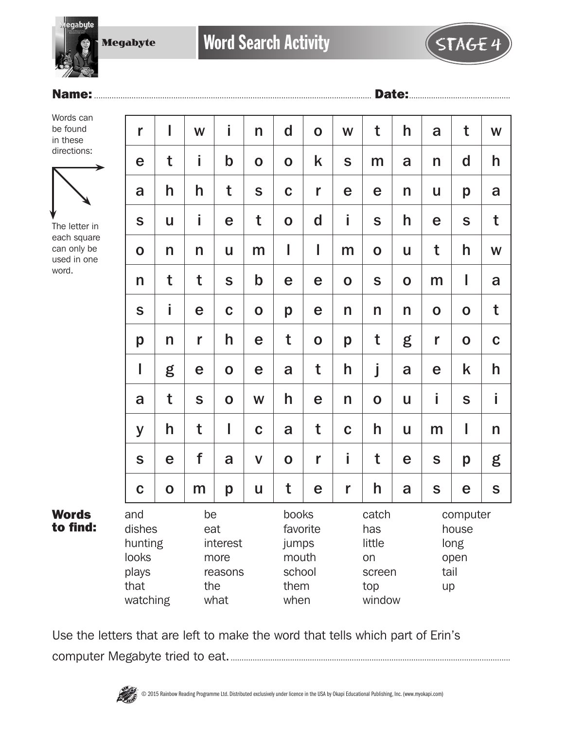Megabyte

# Word Search Activity

STAGE 4

**Name:** ............................................................ **Date:** ..............................

Words can be found in these directions: → ↘ ↓

The letter in each square can only be used in one word.

| | | | | | | | | | | | | |
|---|---|---|---|---|---|---|---|---|---|---|---|---|
| r | l | w | i | n | d | o | w | t | h | a | t | w |
| e | t | i | b | o | o | k | s | m | a | n | d | h |
| a | h | h | t | s | c | r | e | e | n | u | p | a |
| s | u | i | e | t | o | d | i | s | h | e | s | t |
| o | n | n | u | m | l | l | m | o | u | t | h | w |
| n | t | t | s | b | e | e | o | s | o | m | l | a |
| s | i | e | c | o | p | e | n | n | n | o | o | t |
| p | n | r | h | e | t | o | p | t | g | r | o | c |
| l | g | e | o | e | a | t | h | j | a | e | k | h |
| a | t | s | o | w | h | e | n | o | u | i | s | i |
| y | h | t | l | c | a | t | c | h | u | m | l | n |
| s | e | f | a | v | o | r | i | t | e | s | p | g |
| c | o | m | p | u | t | e | r | h | a | s | e | s |

**Words to find:**

| | | | | |
|---|---|---|---|---|
| and | be | books | catch | computer |
| dishes | eat | favorite | has | house |
| hunting | interest | jumps | little | long |
| looks | more | mouth | on | open |
| plays | reasons | school | screen | tail |
| that | the | them | top | up |
| watching | what | when | window | |

Use the letters that are left to make the word that tells which part of Erin's computer Megabyte tried to eat. ..............................................................

© 2015 Rainbow Reading Programme Ltd. Distributed exclusively under licence in the USA by Okapi Educational Publishing, Inc. (www.myokapi.com)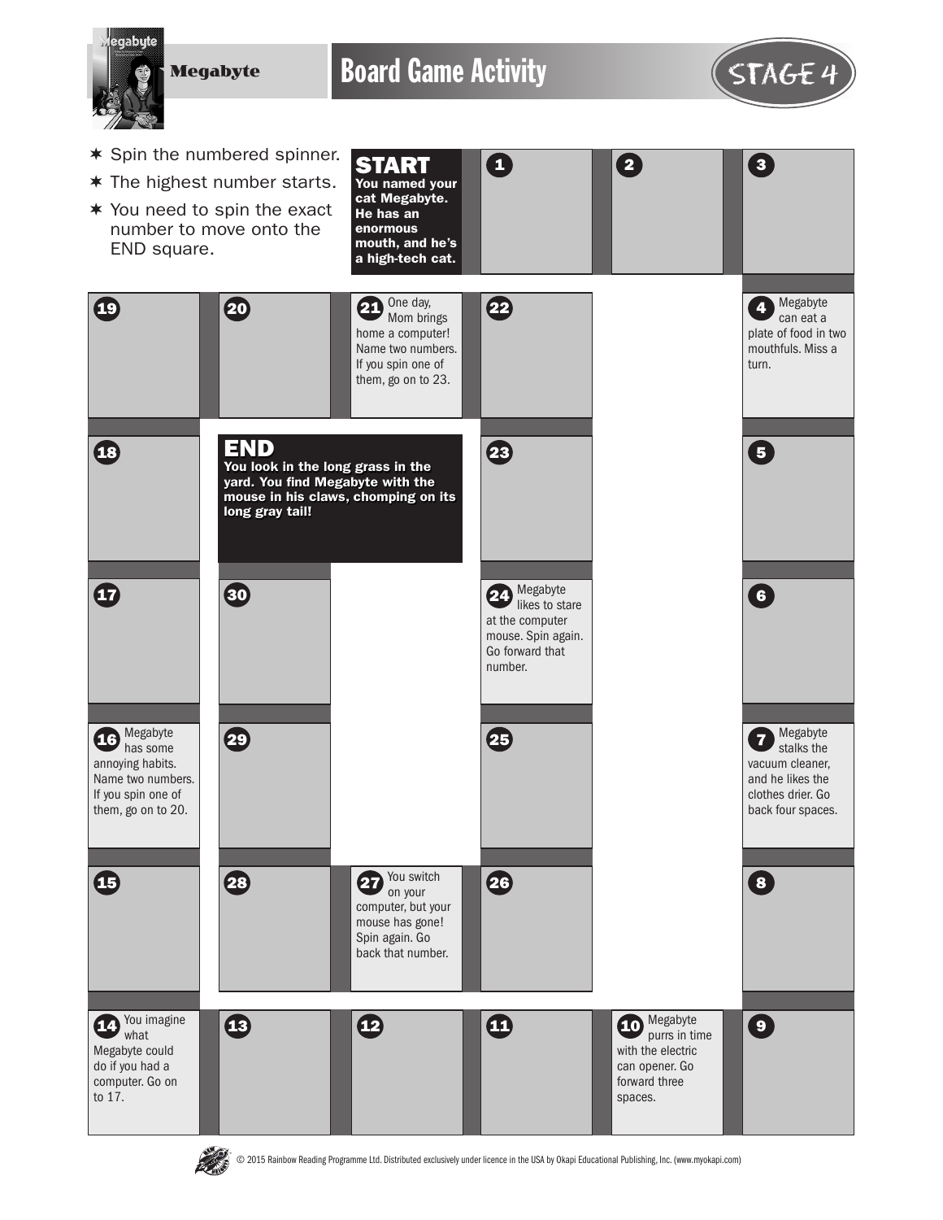# Board Game Activity

Megabyte

STAGE 4

- ✶ Spin the numbered spinner.
- ✶ The highest number starts.
- ✶ You need to spin the exact number to move onto the END square.

**START** You named your cat Megabyte. He has an enormous mouth, and he's a high-tech cat.

**1**

**2**

**3**

**4** Megabyte can eat a plate of food in two mouthfuls. Miss a turn.

**5**

**6**

**7** Megabyte stalks the vacuum cleaner, and he likes the clothes drier. Go back four spaces.

**8**

**9**

**10** Megabyte purrs in time with the electric can opener. Go forward three spaces.

**11**

**12**

**13**

**14** You imagine what Megabyte could do if you had a computer. Go on to 17.

**15**

**16** Megabyte has some annoying habits. Name two numbers. If you spin one of them, go on to 20.

**17**

**18**

**19**

**20**

**21** One day, Mom brings home a computer! Name two numbers. If you spin one of them, go on to 23.

**22**

**23**

**24** Megabyte likes to stare at the computer mouse. Spin again. Go forward that number.

**25**

**26**

**27** You switch on your computer, but your mouse has gone! Spin again. Go back that number.

**28**

**29**

**30**

**END** You look in the long grass in the yard. You find Megabyte with the mouse in his claws, chomping on its long gray tail!

© 2015 Rainbow Reading Programme Ltd. Distributed exclusively under licence in the USA by Okapi Educational Publishing, Inc. (www.myokapi.com)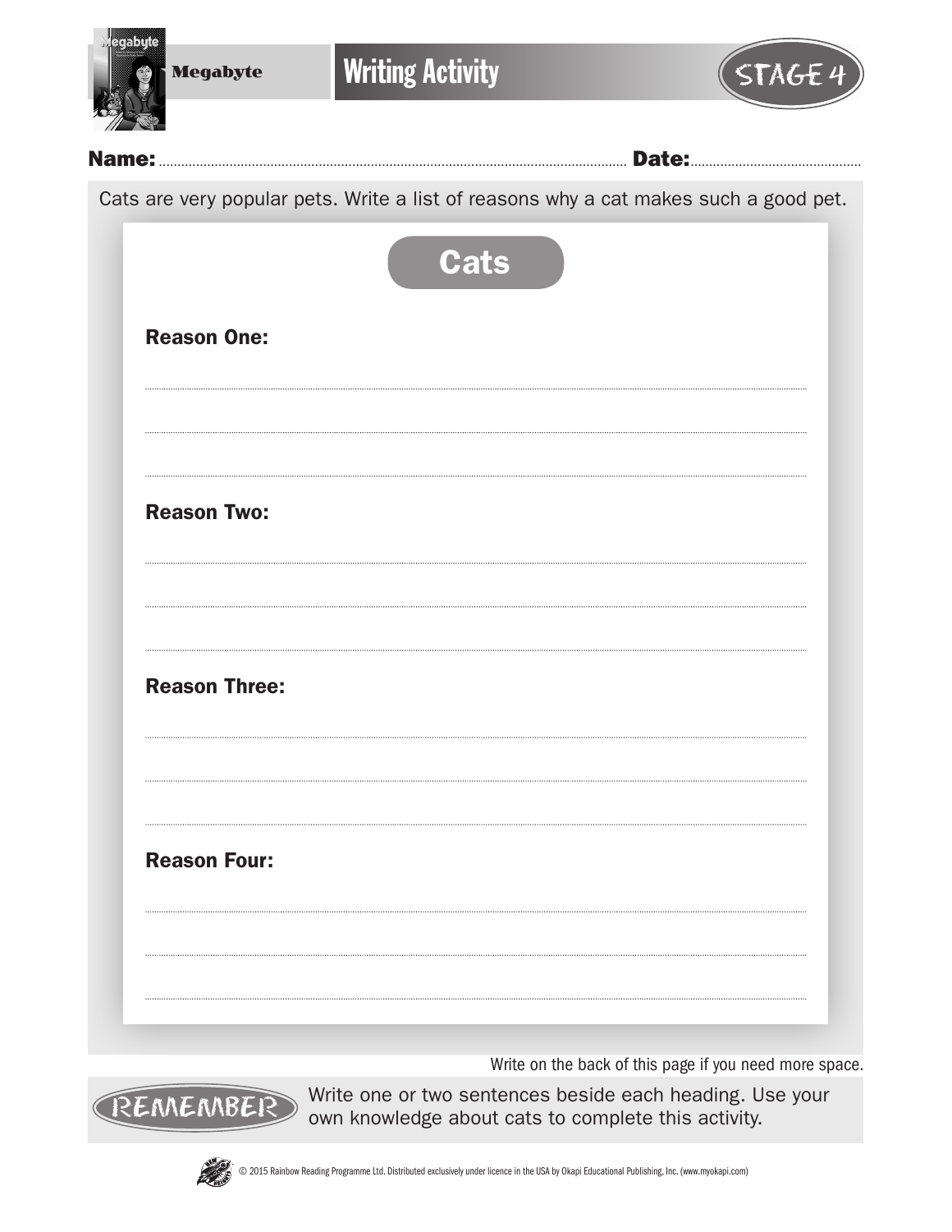Megabyte

## Writing Activity

STAGE 4

**Name:** .............................................................. **Date:** ...............................

Cats are very popular pets. Write a list of reasons why a cat makes such a good pet.

### Cats

**Reason One:**

..............................................................................................................

..............................................................................................................

..............................................................................................................

**Reason Two:**

..............................................................................................................

..............................................................................................................

..............................................................................................................

**Reason Three:**

..............................................................................................................

..............................................................................................................

..............................................................................................................

**Reason Four:**

..............................................................................................................

..............................................................................................................

..............................................................................................................

Write on the back of this page if you need more space.

REMEMBER: Write one or two sentences beside each heading. Use your own knowledge about cats to complete this activity.

© 2015 Rainbow Reading Programme Ltd. Distributed exclusively under licence in the USA by Okapi Educational Publishing, Inc. (www.myokapi.com)